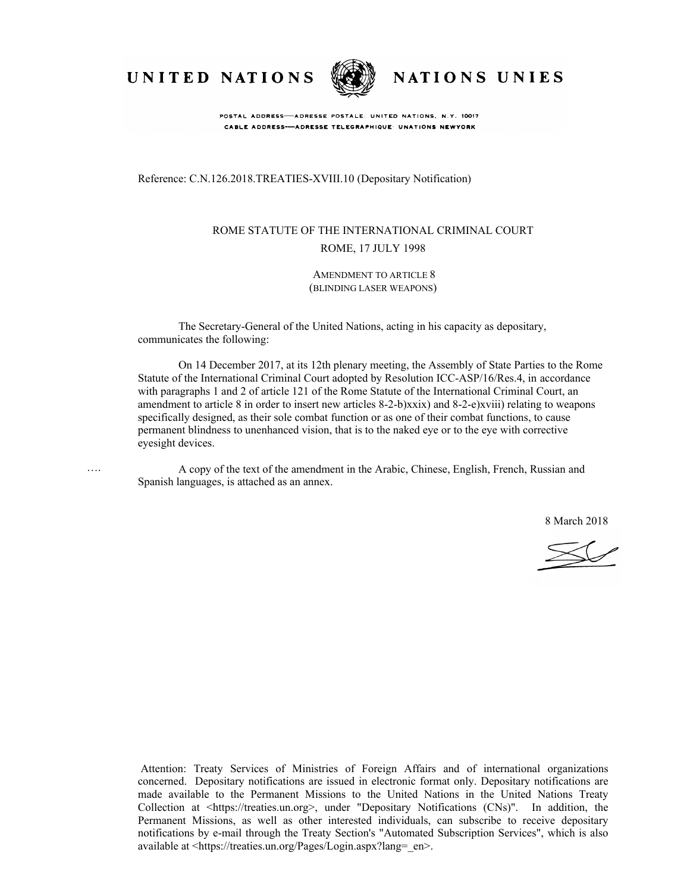UNITED NATIONS NATIONS UNIES

POSTAL ADDRESS—ADRESSE POSTALE: UNITED NATIONS, N.Y. 10017
CABLE ADDRESS—ADRESSE TELEGRAPHIQUE: UNATIONS NEWYORK

Reference: C.N.126.2018.TREATIES-XVIII.10 (Depositary Notification)

ROME STATUTE OF THE INTERNATIONAL CRIMINAL COURT
ROME, 17 JULY 1998

AMENDMENT TO ARTICLE 8
(BLINDING LASER WEAPONS)

The Secretary-General of the United Nations, acting in his capacity as depositary, communicates the following:

On 14 December 2017, at its 12th plenary meeting, the Assembly of State Parties to the Rome Statute of the International Criminal Court adopted by Resolution ICC-ASP/16/Res.4, in accordance with paragraphs 1 and 2 of article 121 of the Rome Statute of the International Criminal Court, an amendment to article 8 in order to insert new articles 8-2-b)xxix) and 8-2-e)xviii) relating to weapons specifically designed, as their sole combat function or as one of their combat functions, to cause permanent blindness to unenhanced vision, that is to the naked eye or to the eye with corrective eyesight devices.

…. A copy of the text of the amendment in the Arabic, Chinese, English, French, Russian and Spanish languages, is attached as an annex.

8 March 2018

Attention: Treaty Services of Ministries of Foreign Affairs and of international organizations concerned. Depositary notifications are issued in electronic format only. Depositary notifications are made available to the Permanent Missions to the United Nations in the United Nations Treaty Collection at <https://treaties.un.org>, under "Depositary Notifications (CNs)". In addition, the Permanent Missions, as well as other interested individuals, can subscribe to receive depositary notifications by e-mail through the Treaty Section's "Automated Subscription Services", which is also available at <https://treaties.un.org/Pages/Login.aspx?lang=_en>.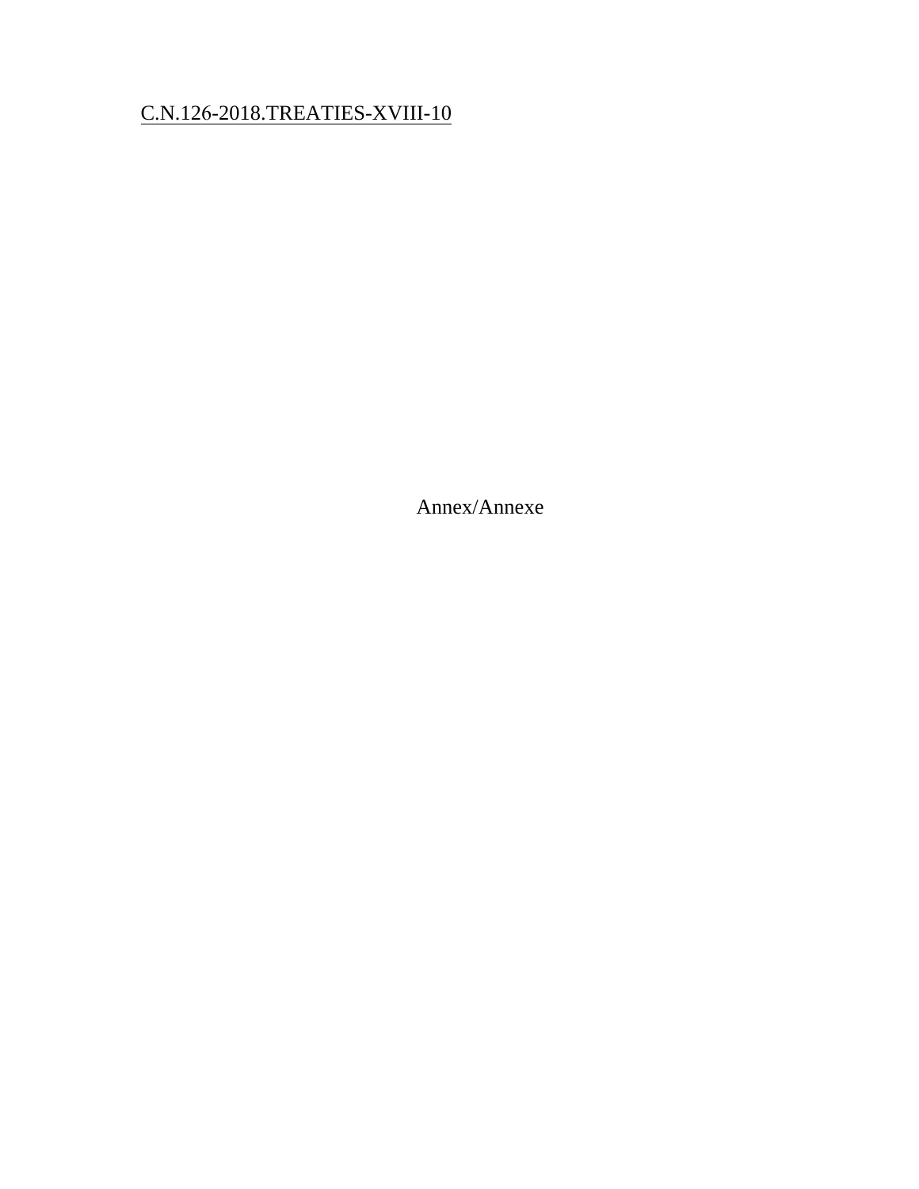C.N.126-2018.TREATIES-XVIII-10

Annex/Annexe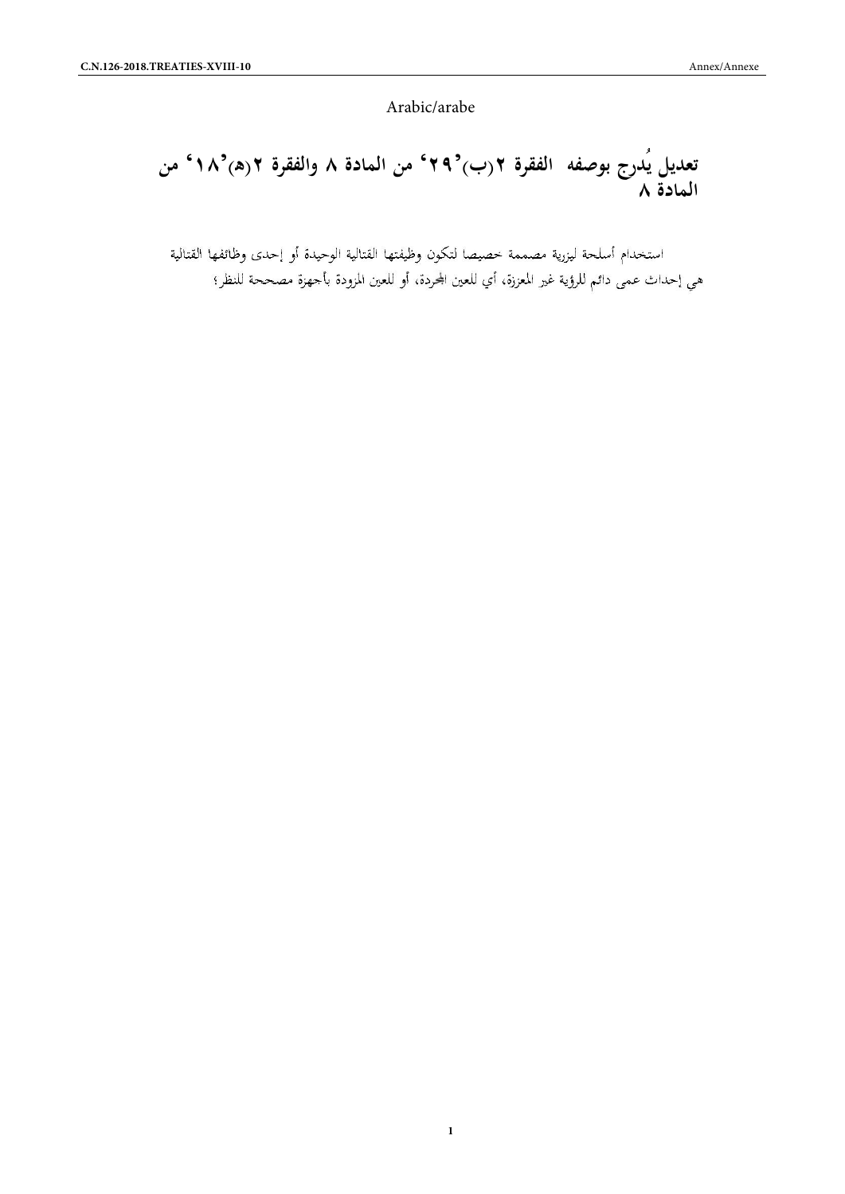Arabic/arabe

# تعديل يُدرج بوصفه الفقرة ٢(ب)'٢٩' من المادة ٨ والفقرة ٢(هـ)'١٨' من المادة ٨

استخدام أسلحة ليزرية مصممة خصيصا لتكون وظيفتها القتالية الوحيدة أو إحدى وظائفها القتالية هي إحداث عمى دائم للرؤية غير المعززة، أي للعين المجردة، أو للعين المزودة بأجهزة مصححة للنظر؛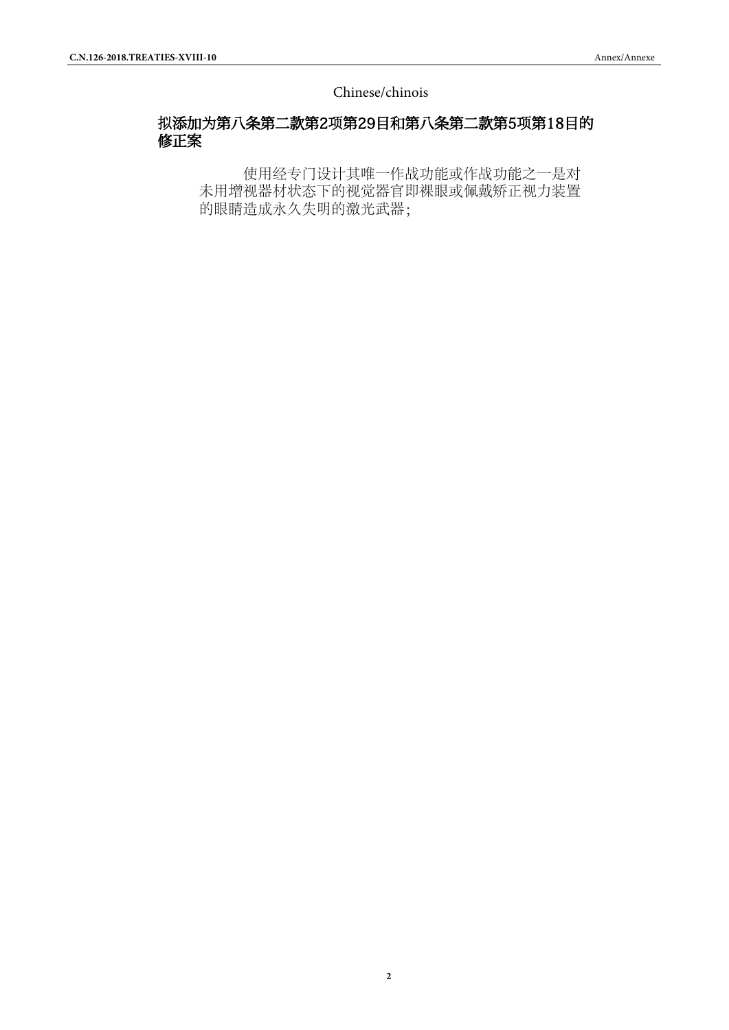Chinese/chinois

## 拟添加为第八条第二款第2项第29目和第八条第二款第5项第18目的修正案

使用经专门设计其唯一作战功能或作战功能之一是对未用增视器材状态下的视觉器官即裸眼或佩戴矫正视力装置的眼睛造成永久失明的激光武器;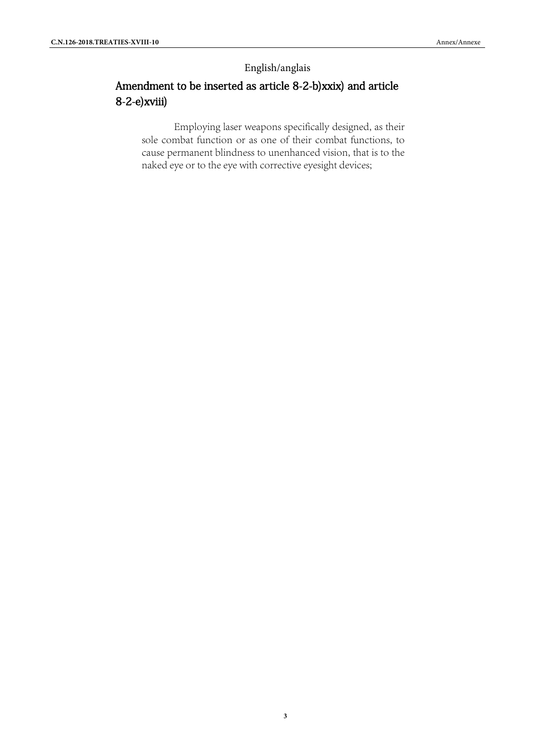English/anglais

## Amendment to be inserted as article 8-2-b)xxix) and article 8-2-e)xviii)

Employing laser weapons specifically designed, as their sole combat function or as one of their combat functions, to cause permanent blindness to unenhanced vision, that is to the naked eye or to the eye with corrective eyesight devices;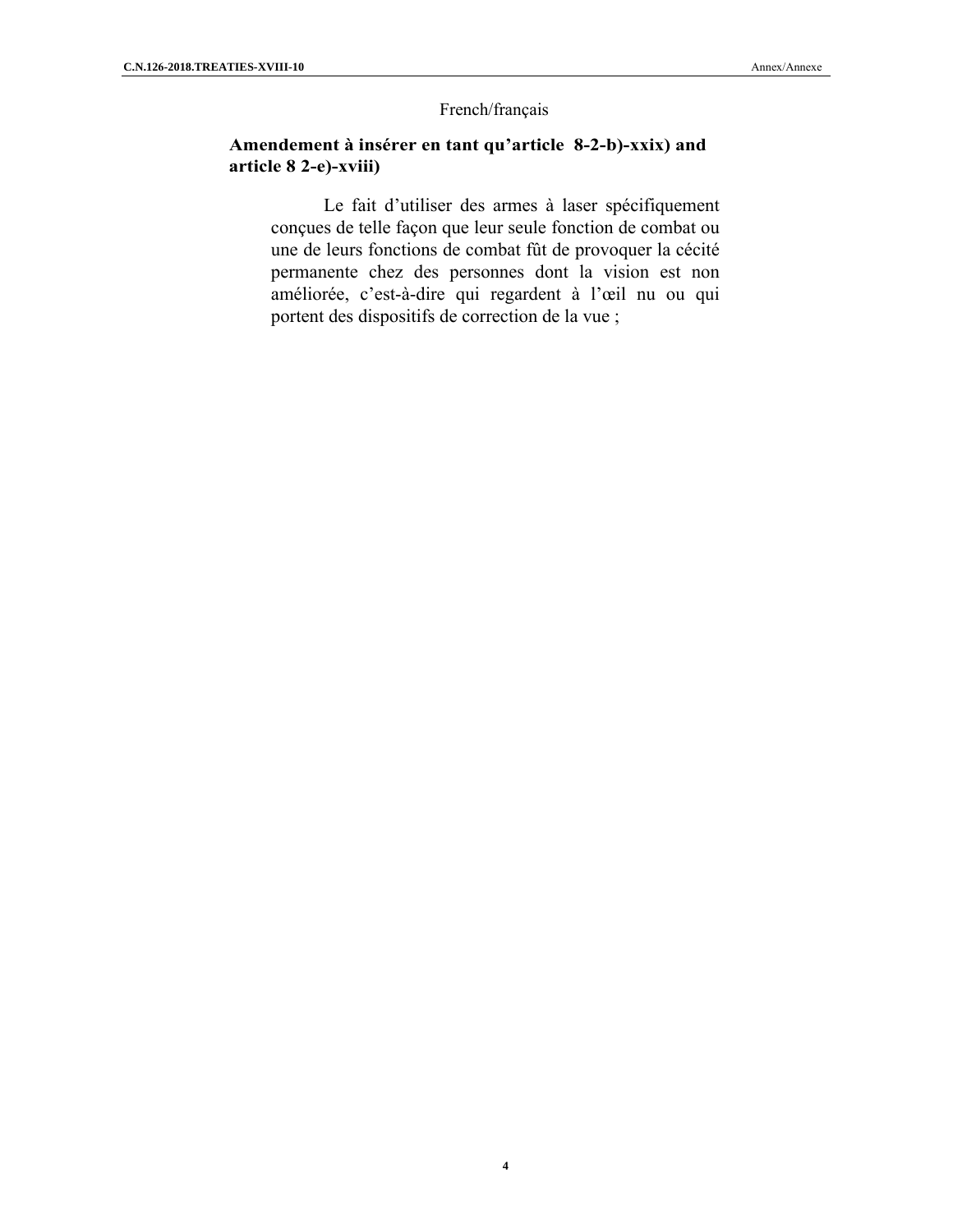French/français

**Amendement à insérer en tant qu'article 8-2-b)-xxix) and article 8 2-e)-xviii)**

Le fait d'utiliser des armes à laser spécifiquement conçues de telle façon que leur seule fonction de combat ou une de leurs fonctions de combat fût de provoquer la cécité permanente chez des personnes dont la vision est non améliorée, c'est-à-dire qui regardent à l'œil nu ou qui portent des dispositifs de correction de la vue ;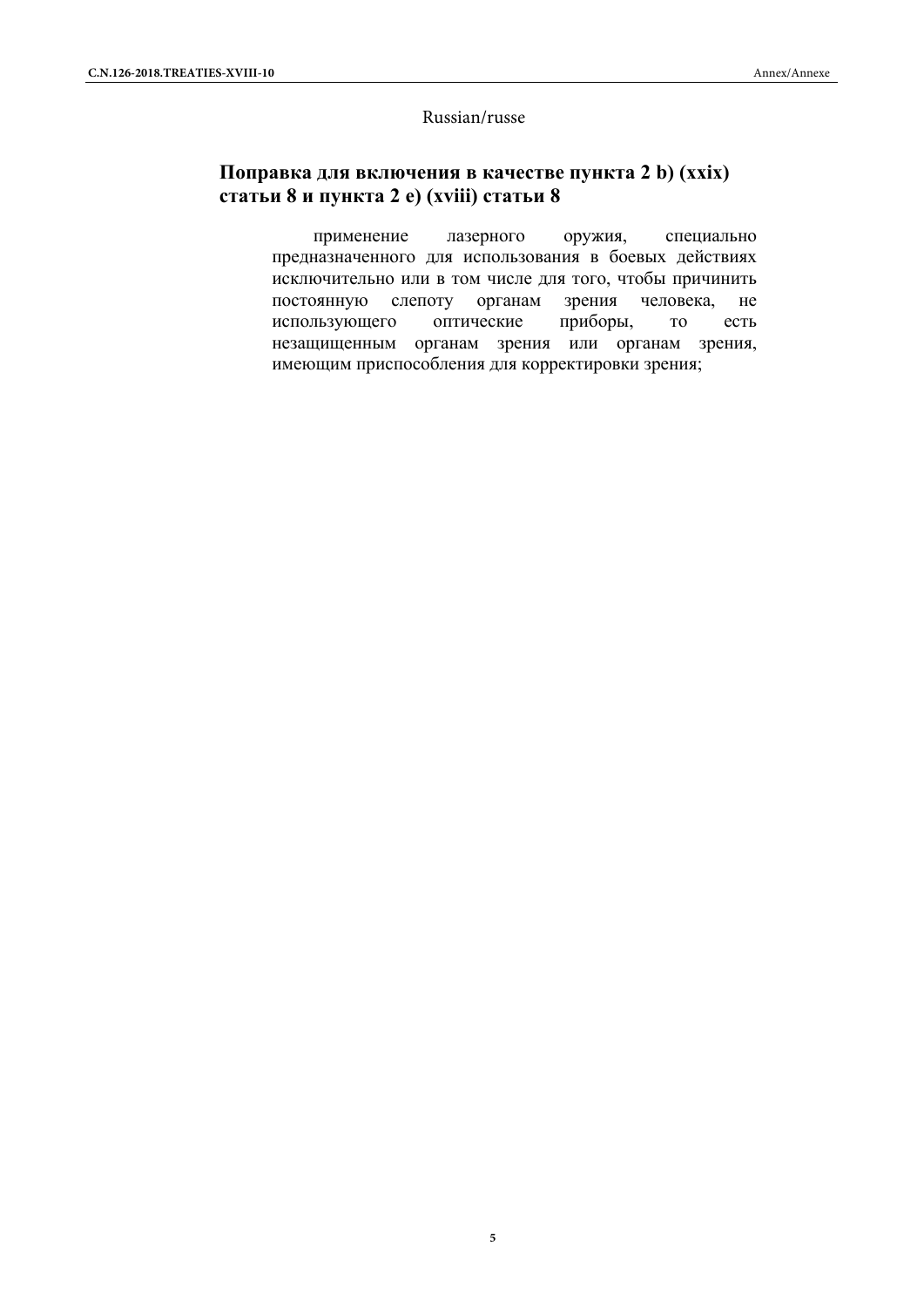Russian/russe

## Поправка для включения в качестве пункта 2 b) (xxix) статьи 8 и пункта 2 e) (xviii) статьи 8

применение лазерного оружия, специально предназначенного для использования в боевых действиях исключительно или в том числе для того, чтобы причинить постоянную слепоту органам зрения человека, не использующего оптические приборы, то есть незащищенным органам зрения или органам зрения, имеющим приспособления для корректировки зрения;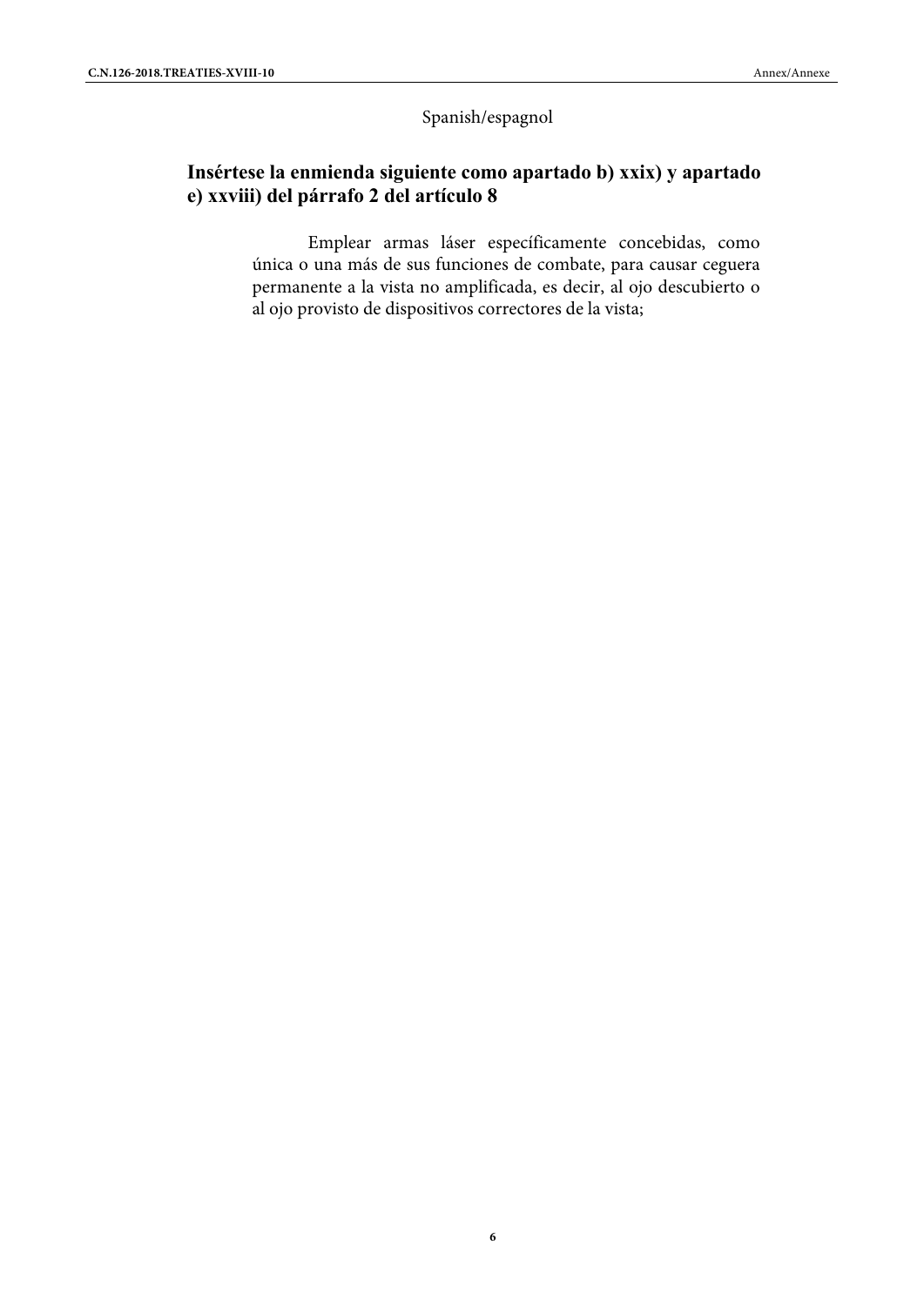Spanish/espagnol

## Insértese la enmienda siguiente como apartado b) xxix) y apartado e) xxviii) del párrafo 2 del artículo 8

Emplear armas láser específicamente concebidas, como única o una más de sus funciones de combate, para causar ceguera permanente a la vista no amplificada, es decir, al ojo descubierto o al ojo provisto de dispositivos correctores de la vista;